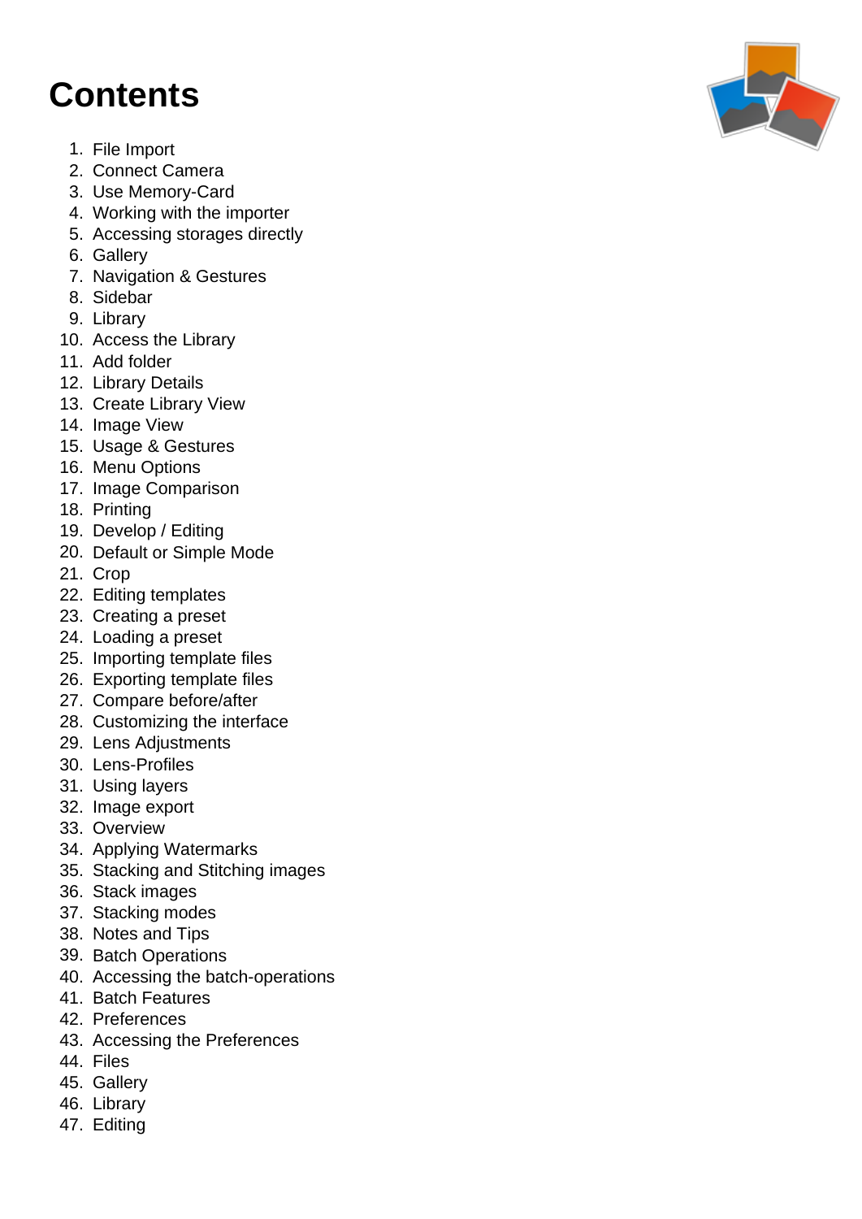# Contents

1. File Import
2. Connect Camera
3. Use Memory-Card
4. Working with the importer
5. Accessing storages directly
6. Gallery
7. Navigation & Gestures
8. Sidebar
9. Library
10. Access the Library
11. Add folder
12. Library Details
13. Create Library View
14. Image View
15. Usage & Gestures
16. Menu Options
17. Image Comparison
18. Printing
19. Develop / Editing
20. Default or Simple Mode
21. Crop
22. Editing templates
23. Creating a preset
24. Loading a preset
25. Importing template files
26. Exporting template files
27. Compare before/after
28. Customizing the interface
29. Lens Adjustments
30. Lens-Profiles
31. Using layers
32. Image export
33. Overview
34. Applying Watermarks
35. Stacking and Stitching images
36. Stack images
37. Stacking modes
38. Notes and Tips
39. Batch Operations
40. Accessing the batch-operations
41. Batch Features
42. Preferences
43. Accessing the Preferences
44. Files
45. Gallery
46. Library
47. Editing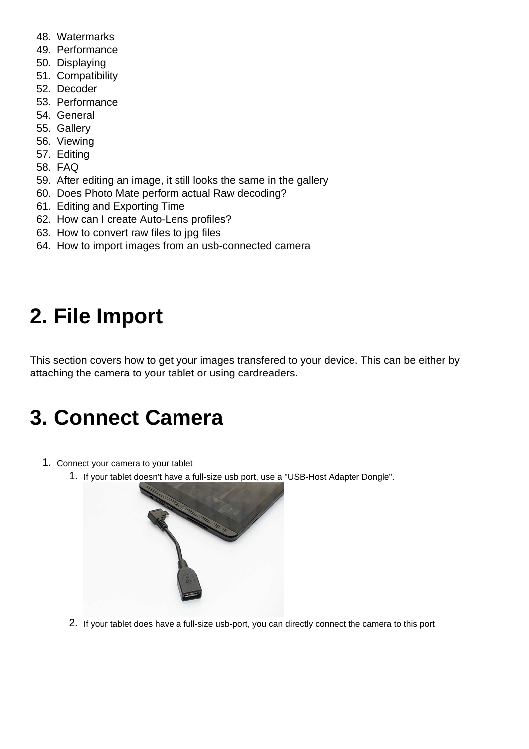48. Watermarks
49. Performance
50. Displaying
51. Compatibility
52. Decoder
53. Performance
54. General
55. Gallery
56. Viewing
57. Editing
58. FAQ
59. After editing an image, it still looks the same in the gallery
60. Does Photo Mate perform actual Raw decoding?
61. Editing and Exporting Time
62. How can I create Auto-Lens profiles?
63. How to convert raw files to jpg files
64. How to import images from an usb-connected camera

# 2. File Import

This section covers how to get your images transfered to your device. This can be either by attaching the camera to your tablet or using cardreaders.

# 3. Connect Camera

1. Connect your camera to your tablet
   1. If your tablet doesn't have a full-size usb port, use a "USB-Host Adapter Dongle".
   2. If your tablet does have a full-size usb-port, you can directly connect the camera to this port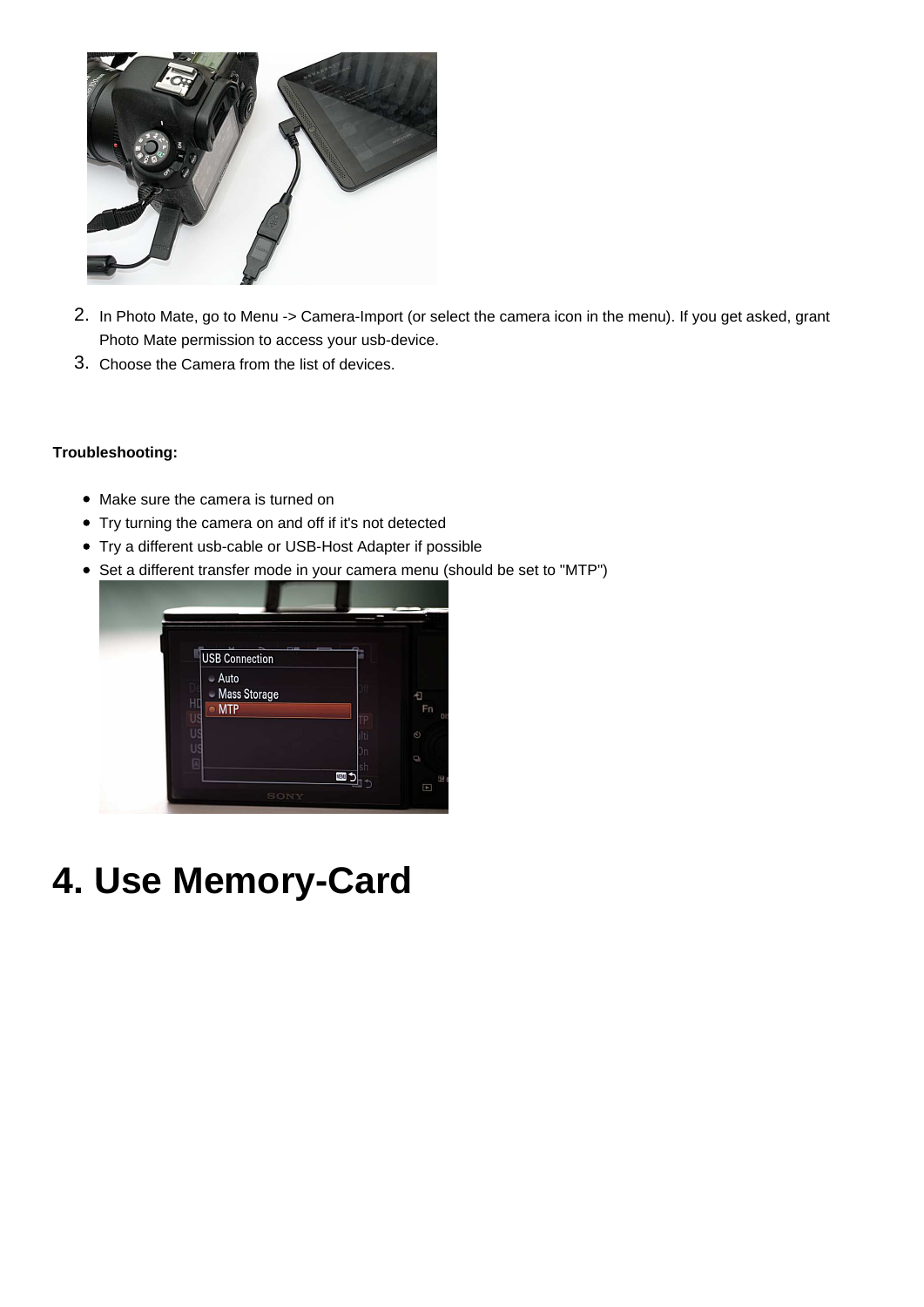2. In Photo Mate, go to Menu -> Camera-Import (or select the camera icon in the menu). If you get asked, grant Photo Mate permission to access your usb-device.
3. Choose the Camera from the list of devices.

**Troubleshooting:**

- Make sure the camera is turned on
- Try turning the camera on and off if it's not detected
- Try a different usb-cable or USB-Host Adapter if possible
- Set a different transfer mode in your camera menu (should be set to "MTP")

# 4. Use Memory-Card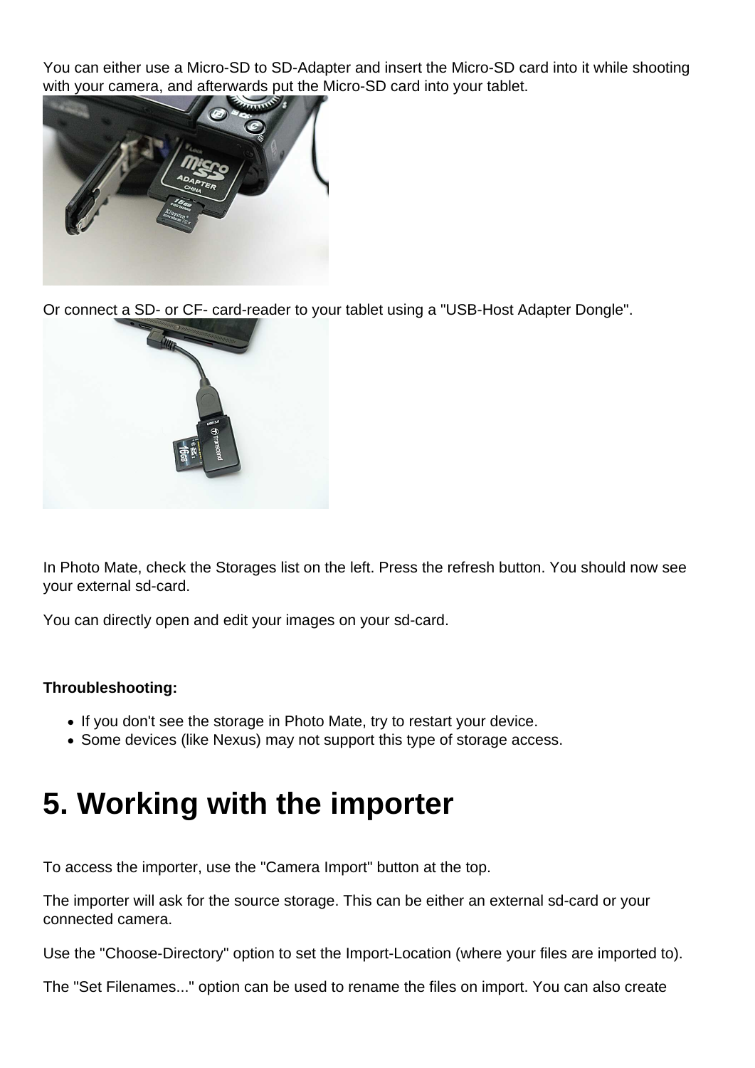You can either use a Micro-SD to SD-Adapter and insert the Micro-SD card into it while shooting with your camera, and afterwards put the Micro-SD card into your tablet.

Or connect a SD- or CF- card-reader to your tablet using a "USB-Host Adapter Dongle".

In Photo Mate, check the Storages list on the left. Press the refresh button. You should now see your external sd-card.

You can directly open and edit your images on your sd-card.

**Throubleshooting:**

- If you don't see the storage in Photo Mate, try to restart your device.
- Some devices (like Nexus) may not support this type of storage access.

# 5. Working with the importer

To access the importer, use the "Camera Import" button at the top.

The importer will ask for the source storage. This can be either an external sd-card or your connected camera.

Use the "Choose-Directory" option to set the Import-Location (where your files are imported to).

The "Set Filenames..." option can be used to rename the files on import. You can also create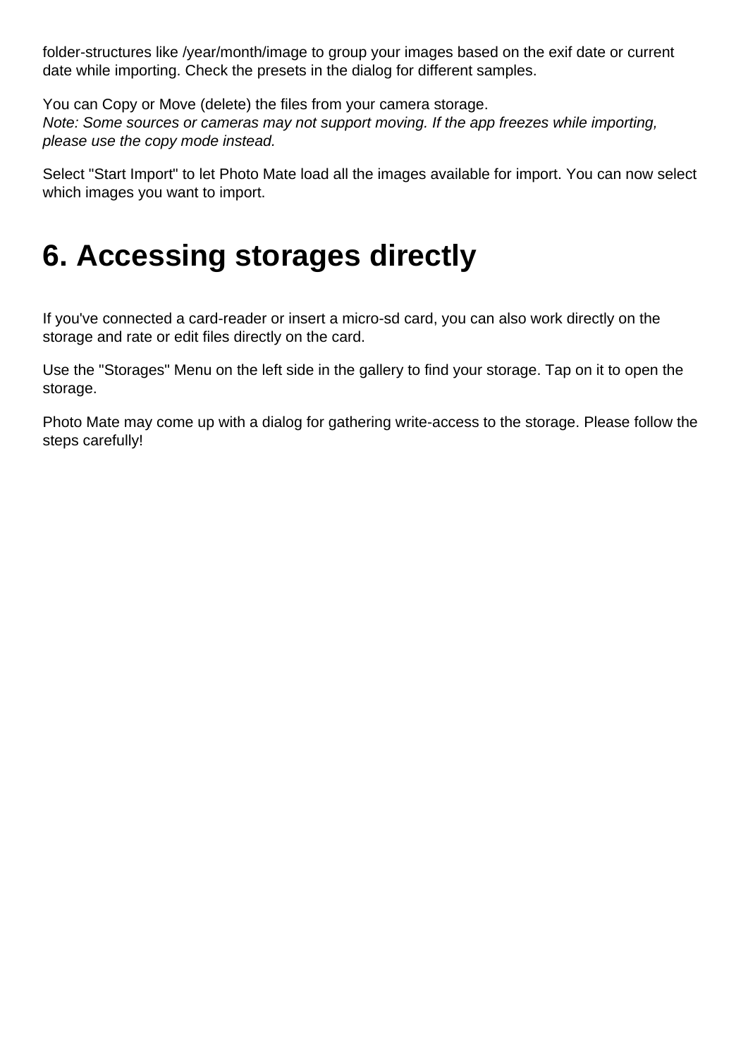folder-structures like /year/month/image to group your images based on the exif date or current date while importing. Check the presets in the dialog for different samples.

You can Copy or Move (delete) the files from your camera storage.
*Note: Some sources or cameras may not support moving. If the app freezes while importing, please use the copy mode instead.*

Select "Start Import" to let Photo Mate load all the images available for import. You can now select which images you want to import.

# 6. Accessing storages directly

If you've connected a card-reader or insert a micro-sd card, you can also work directly on the storage and rate or edit files directly on the card.

Use the "Storages" Menu on the left side in the gallery to find your storage. Tap on it to open the storage.

Photo Mate may come up with a dialog for gathering write-access to the storage. Please follow the steps carefully!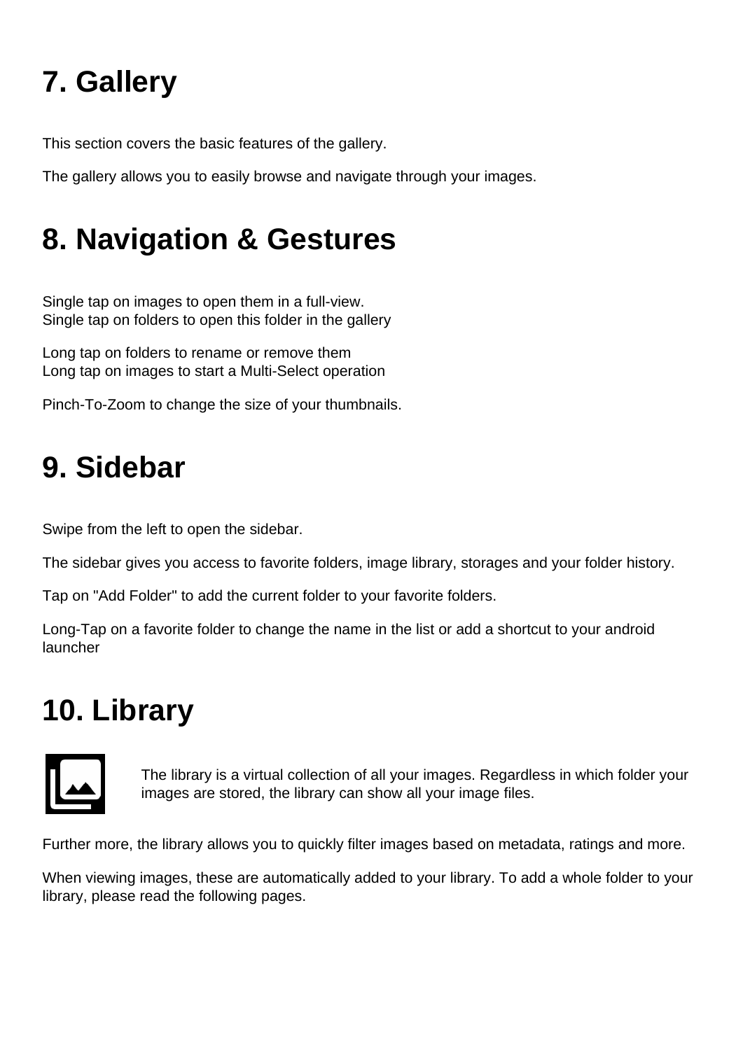# 7. Gallery

This section covers the basic features of the gallery.

The gallery allows you to easily browse and navigate through your images.

# 8. Navigation & Gestures

Single tap on images to open them in a full-view.
Single tap on folders to open this folder in the gallery

Long tap on folders to rename or remove them
Long tap on images to start a Multi-Select operation

Pinch-To-Zoom to change the size of your thumbnails.

# 9. Sidebar

Swipe from the left to open the sidebar.

The sidebar gives you access to favorite folders, image library, storages and your folder history.

Tap on "Add Folder" to add the current folder to your favorite folders.

Long-Tap on a favorite folder to change the name in the list or add a shortcut to your android launcher

# 10. Library

The library is a virtual collection of all your images. Regardless in which folder your images are stored, the library can show all your image files.

Further more, the library allows you to quickly filter images based on metadata, ratings and more.

When viewing images, these are automatically added to your library. To add a whole folder to your library, please read the following pages.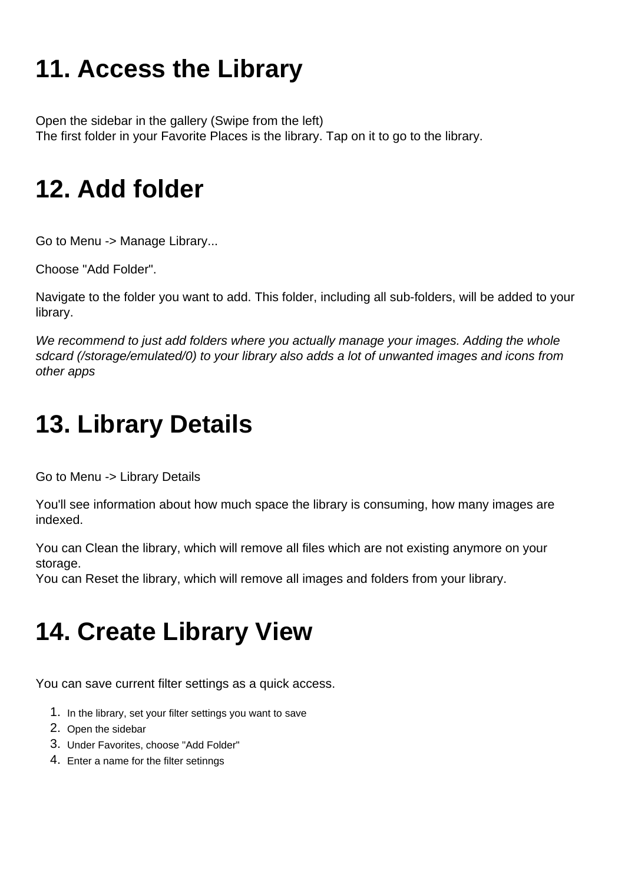# 11. Access the Library

Open the sidebar in the gallery (Swipe from the left)
The first folder in your Favorite Places is the library. Tap on it to go to the library.

# 12. Add folder

Go to Menu -> Manage Library...

Choose "Add Folder".

Navigate to the folder you want to add. This folder, including all sub-folders, will be added to your library.

*We recommend to just add folders where you actually manage your images. Adding the whole sdcard (/storage/emulated/0) to your library also adds a lot of unwanted images and icons from other apps*

# 13. Library Details

Go to Menu -> Library Details

You'll see information about how much space the library is consuming, how many images are indexed.

You can Clean the library, which will remove all files which are not existing anymore on your storage.
You can Reset the library, which will remove all images and folders from your library.

# 14. Create Library View

You can save current filter settings as a quick access.

1. In the library, set your filter settings you want to save
2. Open the sidebar
3. Under Favorites, choose "Add Folder"
4. Enter a name for the filter setinngs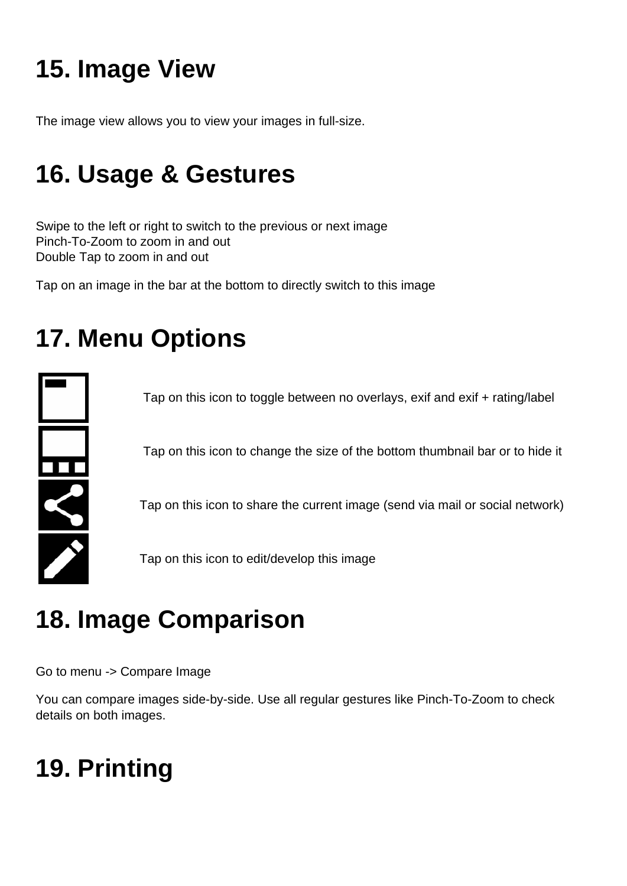# 15. Image View

The image view allows you to view your images in full-size.

# 16. Usage & Gestures

Swipe to the left or right to switch to the previous or next image
Pinch-To-Zoom to zoom in and out
Double Tap to zoom in and out

Tap on an image in the bar at the bottom to directly switch to this image

# 17. Menu Options

Tap on this icon to toggle between no overlays, exif and exif + rating/label

Tap on this icon to change the size of the bottom thumbnail bar or to hide it

Tap on this icon to share the current image (send via mail or social network)

Tap on this icon to edit/develop this image

# 18. Image Comparison

Go to menu -> Compare Image

You can compare images side-by-side. Use all regular gestures like Pinch-To-Zoom to check details on both images.

# 19. Printing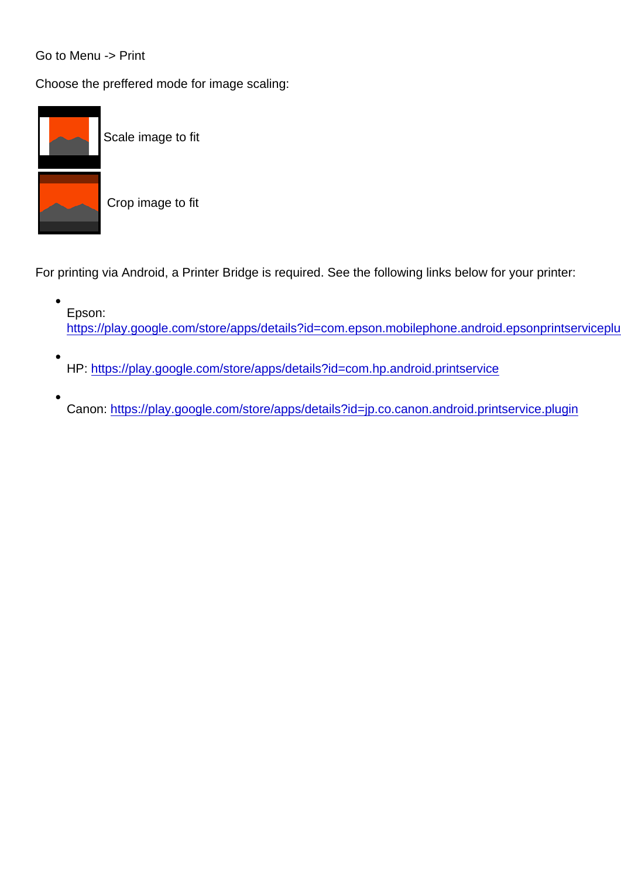Go to Menu -> Print

Choose the preffered mode for image scaling:

Scale image to fit

Crop image to fit

For printing via Android, a Printer Bridge is required. See the following links below for your printer:

- Epson: https://play.google.com/store/apps/details?id=com.epson.mobilephone.android.epsonprintserviceplu
- HP: https://play.google.com/store/apps/details?id=com.hp.android.printservice
- Canon: https://play.google.com/store/apps/details?id=jp.co.canon.android.printservice.plugin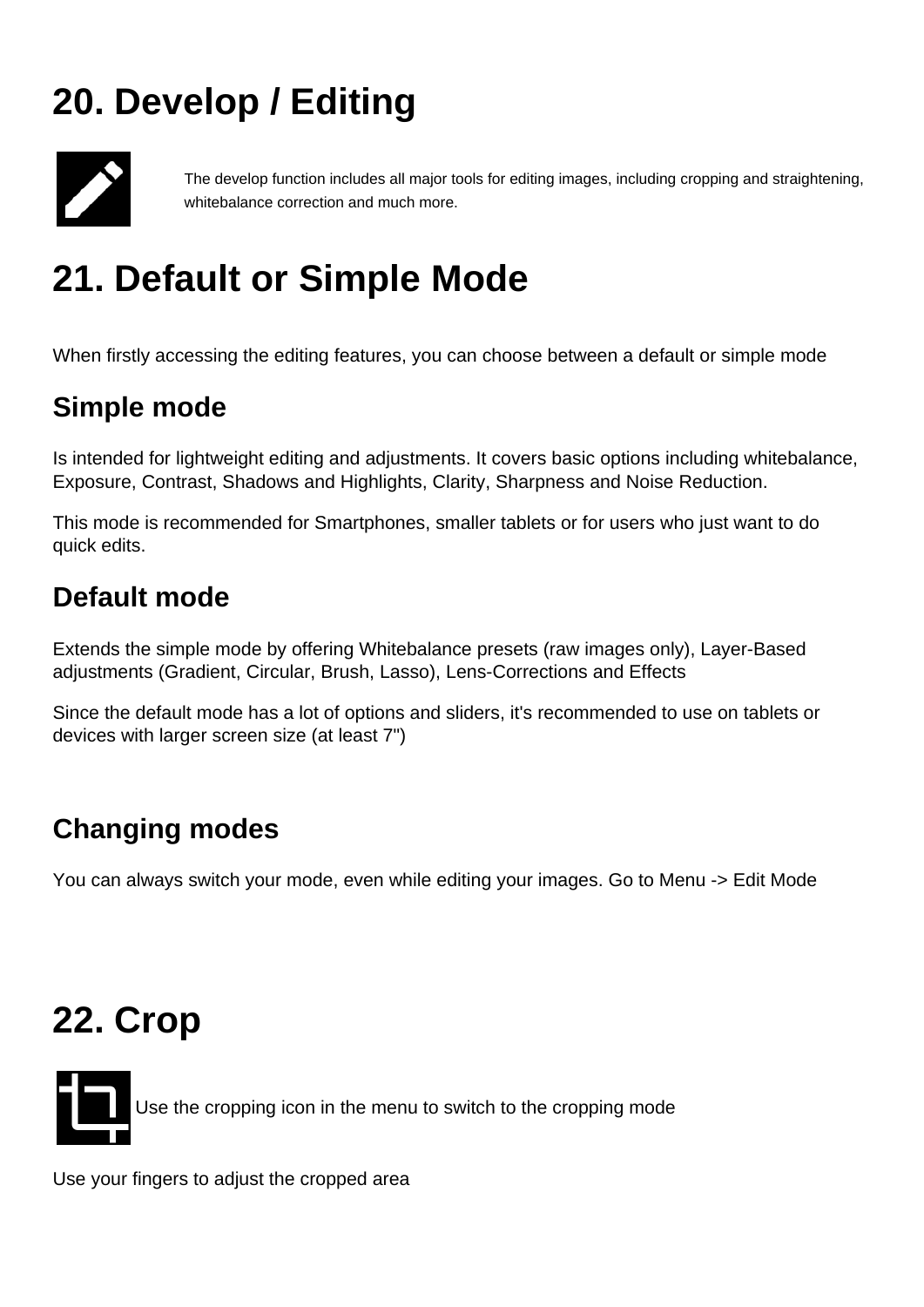# 20. Develop / Editing

The develop function includes all major tools for editing images, including cropping and straightening, whitebalance correction and much more.

# 21. Default or Simple Mode

When firstly accessing the editing features, you can choose between a default or simple mode

## Simple mode

Is intended for lightweight editing and adjustments. It covers basic options including whitebalance, Exposure, Contrast, Shadows and Highlights, Clarity, Sharpness and Noise Reduction.

This mode is recommended for Smartphones, smaller tablets or for users who just want to do quick edits.

## Default mode

Extends the simple mode by offering Whitebalance presets (raw images only), Layer-Based adjustments (Gradient, Circular, Brush, Lasso), Lens-Corrections and Effects

Since the default mode has a lot of options and sliders, it's recommended to use on tablets or devices with larger screen size (at least 7")

## Changing modes

You can always switch your mode, even while editing your images. Go to Menu -> Edit Mode

# 22. Crop

Use the cropping icon in the menu to switch to the cropping mode

Use your fingers to adjust the cropped area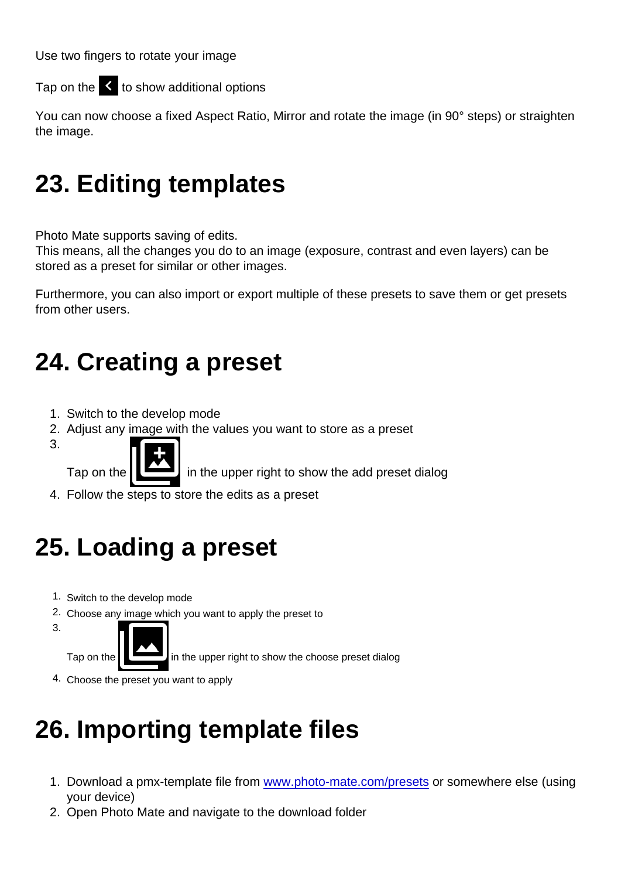Use two fingers to rotate your image

Tap on the to show additional options

You can now choose a fixed Aspect Ratio, Mirror and rotate the image (in 90° steps) or straighten the image.

# 23. Editing templates

Photo Mate supports saving of edits.
This means, all the changes you do to an image (exposure, contrast and even layers) can be stored as a preset for similar or other images.

Furthermore, you can also import or export multiple of these presets to save them or get presets from other users.

# 24. Creating a preset

1. Switch to the develop mode
2. Adjust any image with the values you want to store as a preset
3. Tap on the in the upper right to show the add preset dialog
4. Follow the steps to store the edits as a preset

# 25. Loading a preset

1. Switch to the develop mode
2. Choose any image which you want to apply the preset to
3. Tap on the in the upper right to show the choose preset dialog
4. Choose the preset you want to apply

# 26. Importing template files

1. Download a pmx-template file from [www.photo-mate.com/presets](www.photo-mate.com/presets) or somewhere else (using your device)
2. Open Photo Mate and navigate to the download folder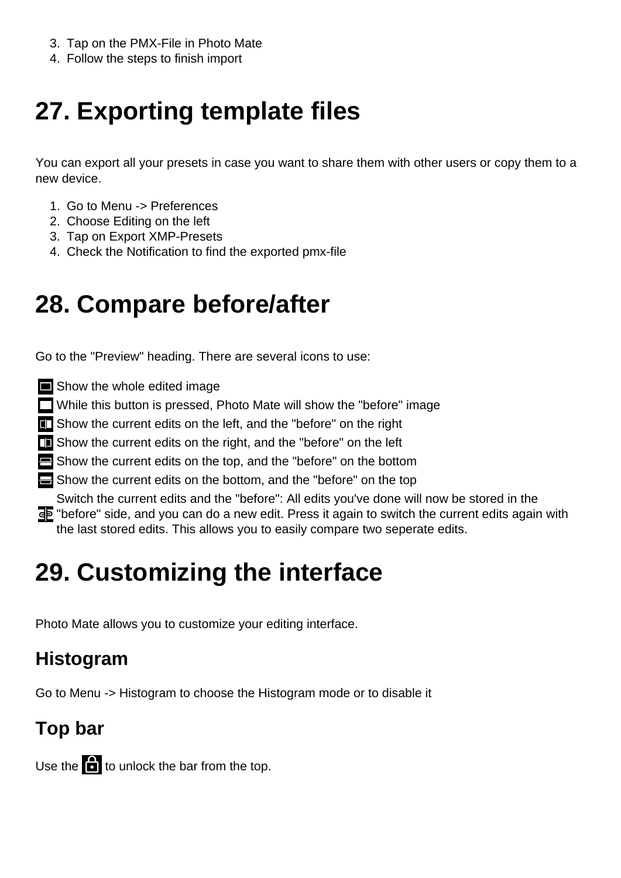3. Tap on the PMX-File in Photo Mate
4. Follow the steps to finish import

# 27. Exporting template files

You can export all your presets in case you want to share them with other users or copy them to a new device.

1. Go to Menu -> Preferences
2. Choose Editing on the left
3. Tap on Export XMP-Presets
4. Check the Notification to find the exported pmx-file

# 28. Compare before/after

Go to the "Preview" heading. There are several icons to use:

Show the whole edited image

While this button is pressed, Photo Mate will show the "before" image

Show the current edits on the left, and the "before" on the right

Show the current edits on the right, and the "before" on the left

Show the current edits on the top, and the "before" on the bottom

Show the current edits on the bottom, and the "before" on the top

Switch the current edits and the "before": All edits you've done will now be stored in the "before" side, and you can do a new edit. Press it again to switch the current edits again with the last stored edits. This allows you to easily compare two seperate edits.

# 29. Customizing the interface

Photo Mate allows you to customize your editing interface.

## Histogram

Go to Menu -> Histogram to choose the Histogram mode or to disable it

## Top bar

Use the to unlock the bar from the top.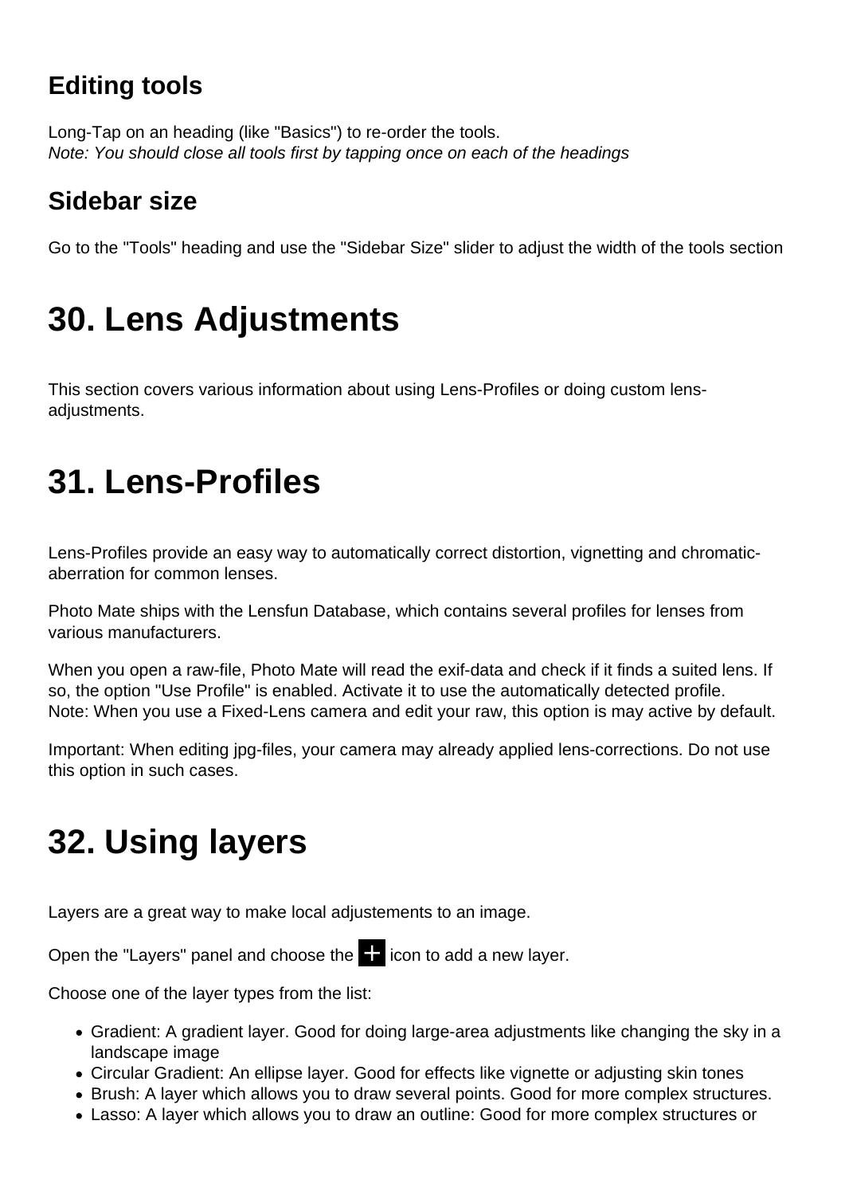## Editing tools

Long-Tap on an heading (like "Basics") to re-order the tools.
*Note: You should close all tools first by tapping once on each of the headings*

## Sidebar size

Go to the "Tools" heading and use the "Sidebar Size" slider to adjust the width of the tools section

# 30. Lens Adjustments

This section covers various information about using Lens-Profiles or doing custom lens-adjustments.

# 31. Lens-Profiles

Lens-Profiles provide an easy way to automatically correct distortion, vignetting and chromatic-aberration for common lenses.

Photo Mate ships with the Lensfun Database, which contains several profiles for lenses from various manufacturers.

When you open a raw-file, Photo Mate will read the exif-data and check if it finds a suited lens. If so, the option "Use Profile" is enabled. Activate it to use the automatically detected profile.
Note: When you use a Fixed-Lens camera and edit your raw, this option is may active by default.

Important: When editing jpg-files, your camera may already applied lens-corrections. Do not use this option in such cases.

# 32. Using layers

Layers are a great way to make local adjustements to an image.

Open the "Layers" panel and choose the + icon to add a new layer.

Choose one of the layer types from the list:

- Gradient: A gradient layer. Good for doing large-area adjustments like changing the sky in a landscape image
- Circular Gradient: An ellipse layer. Good for effects like vignette or adjusting skin tones
- Brush: A layer which allows you to draw several points. Good for more complex structures.
- Lasso: A layer which allows you to draw an outline: Good for more complex structures or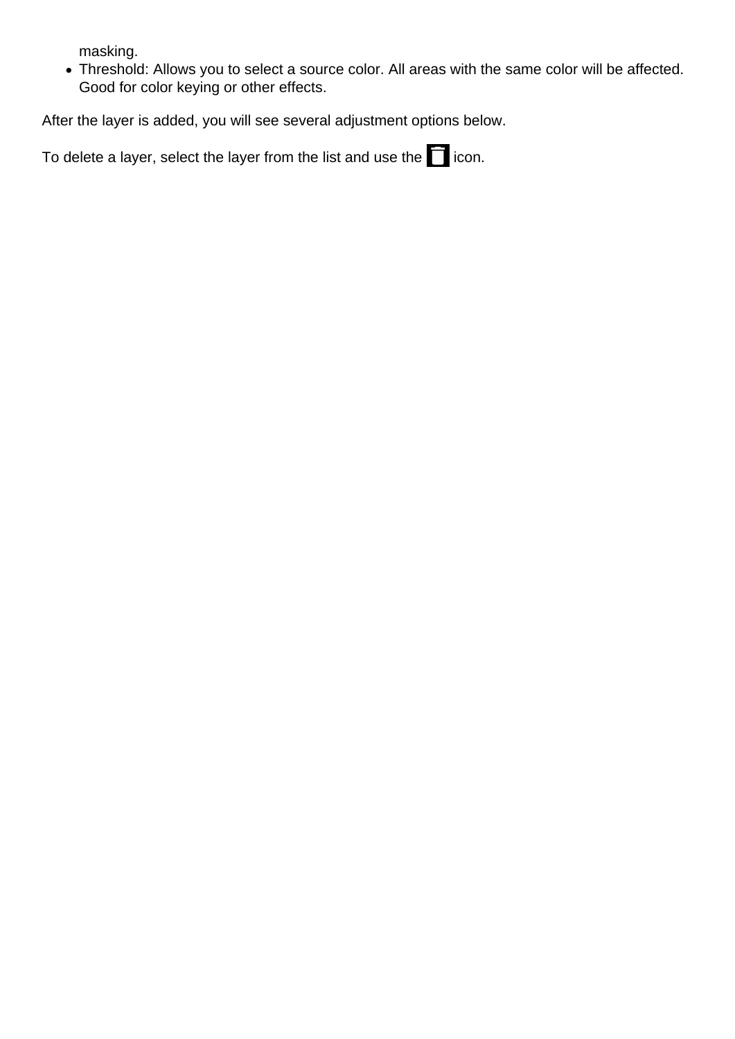masking.

- Threshold: Allows you to select a source color. All areas with the same color will be affected. Good for color keying or other effects.

After the layer is added, you will see several adjustment options below.

To delete a layer, select the layer from the list and use the icon.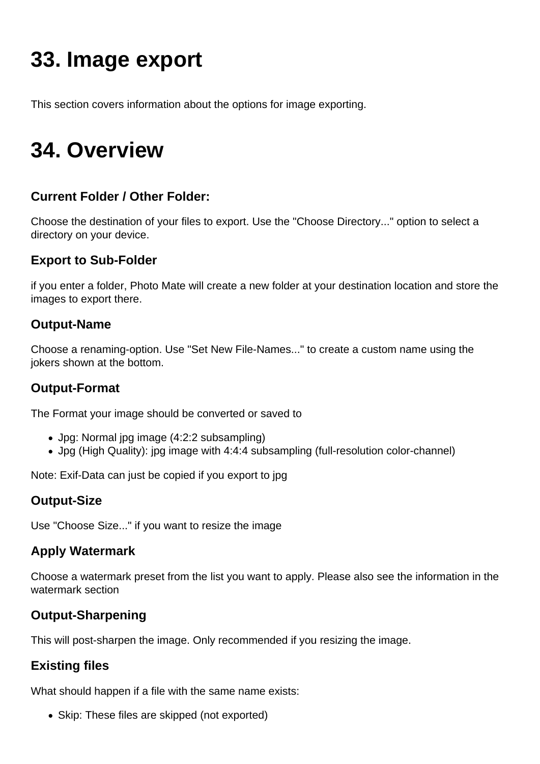# 33. Image export

This section covers information about the options for image exporting.

# 34. Overview

### Current Folder / Other Folder:

Choose the destination of your files to export. Use the "Choose Directory..." option to select a directory on your device.

### Export to Sub-Folder

if you enter a folder, Photo Mate will create a new folder at your destination location and store the images to export there.

### Output-Name

Choose a renaming-option. Use "Set New File-Names..." to create a custom name using the jokers shown at the bottom.

### Output-Format

The Format your image should be converted or saved to

- Jpg: Normal jpg image (4:2:2 subsampling)
- Jpg (High Quality): jpg image with 4:4:4 subsampling (full-resolution color-channel)

Note: Exif-Data can just be copied if you export to jpg

### Output-Size

Use "Choose Size..." if you want to resize the image

### Apply Watermark

Choose a watermark preset from the list you want to apply. Please also see the information in the watermark section

### Output-Sharpening

This will post-sharpen the image. Only recommended if you resizing the image.

### Existing files

What should happen if a file with the same name exists:

- Skip: These files are skipped (not exported)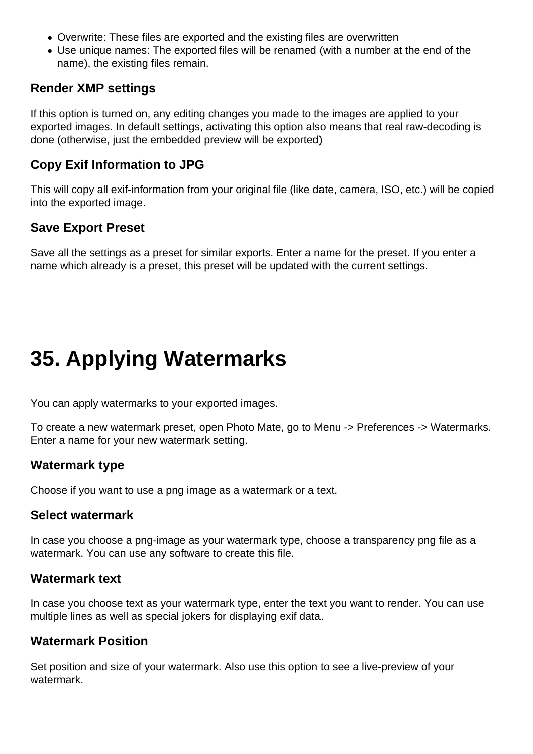- Overwrite: These files are exported and the existing files are overwritten
- Use unique names: The exported files will be renamed (with a number at the end of the name), the existing files remain.

### Render XMP settings

If this option is turned on, any editing changes you made to the images are applied to your exported images. In default settings, activating this option also means that real raw-decoding is done (otherwise, just the embedded preview will be exported)

### Copy Exif Information to JPG

This will copy all exif-information from your original file (like date, camera, ISO, etc.) will be copied into the exported image.

### Save Export Preset

Save all the settings as a preset for similar exports. Enter a name for the preset. If you enter a name which already is a preset, this preset will be updated with the current settings.

# 35. Applying Watermarks

You can apply watermarks to your exported images.

To create a new watermark preset, open Photo Mate, go to Menu -> Preferences -> Watermarks. Enter a name for your new watermark setting.

### Watermark type

Choose if you want to use a png image as a watermark or a text.

### Select watermark

In case you choose a png-image as your watermark type, choose a transparency png file as a watermark. You can use any software to create this file.

### Watermark text

In case you choose text as your watermark type, enter the text you want to render. You can use multiple lines as well as special jokers for displaying exif data.

### Watermark Position

Set position and size of your watermark. Also use this option to see a live-preview of your watermark.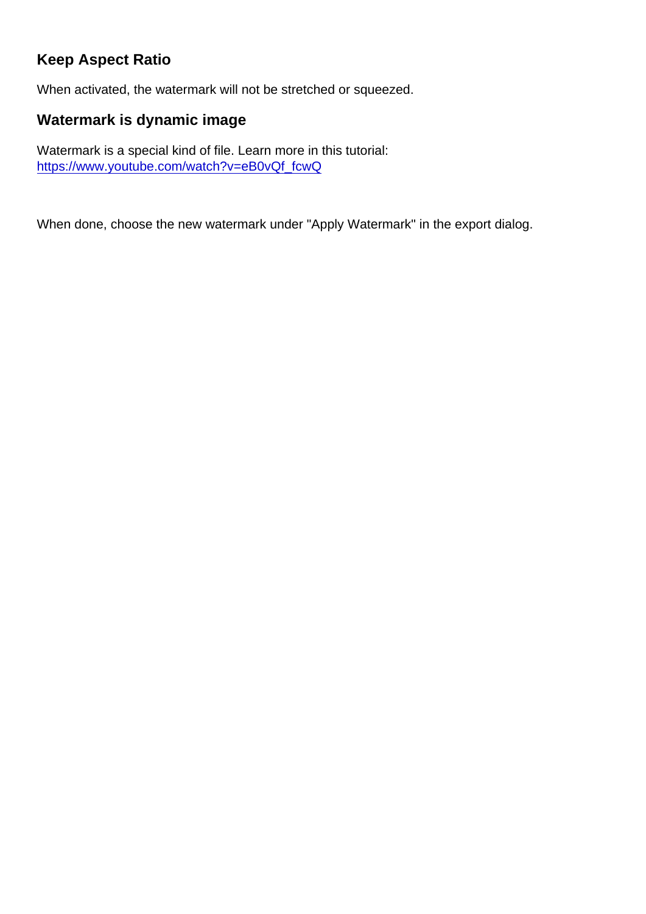### Keep Aspect Ratio

When activated, the watermark will not be stretched or squeezed.

### Watermark is dynamic image

Watermark is a special kind of file. Learn more in this tutorial:
https://www.youtube.com/watch?v=eB0vQf_fcwQ

When done, choose the new watermark under "Apply Watermark" in the export dialog.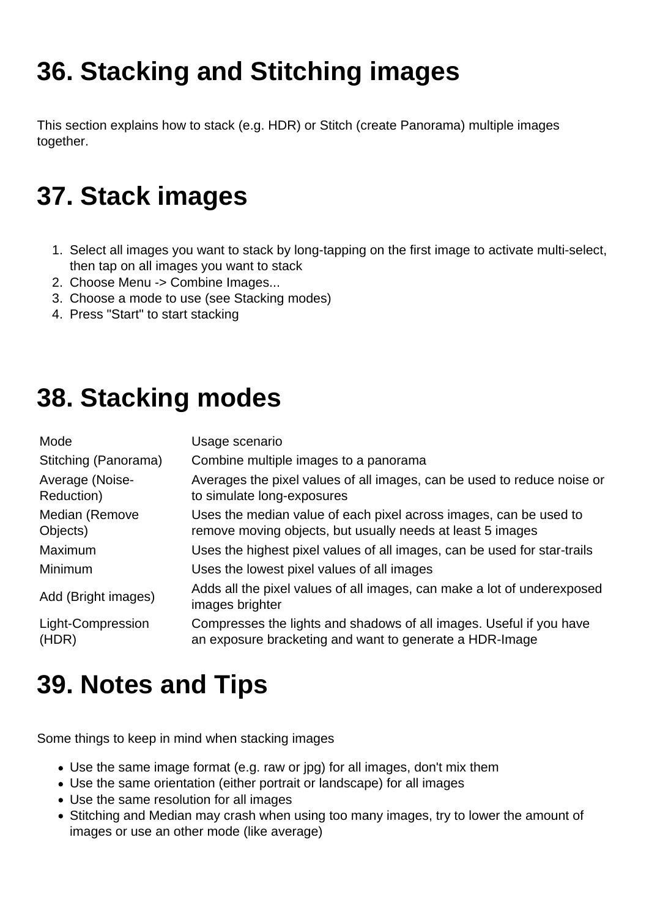# 36. Stacking and Stitching images

This section explains how to stack (e.g. HDR) or Stitch (create Panorama) multiple images together.

# 37. Stack images

1. Select all images you want to stack by long-tapping on the first image to activate multi-select, then tap on all images you want to stack
2. Choose Menu -> Combine Images...
3. Choose a mode to use (see Stacking modes)
4. Press "Start" to start stacking

# 38. Stacking modes

| Mode | Usage scenario |
| --- | --- |
| Stitching (Panorama) | Combine multiple images to a panorama |
| Average (Noise-Reduction) | Averages the pixel values of all images, can be used to reduce noise or to simulate long-exposures |
| Median (Remove Objects) | Uses the median value of each pixel across images, can be used to remove moving objects, but usually needs at least 5 images |
| Maximum | Uses the highest pixel values of all images, can be used for star-trails |
| Minimum | Uses the lowest pixel values of all images |
| Add (Bright images) | Adds all the pixel values of all images, can make a lot of underexposed images brighter |
| Light-Compression (HDR) | Compresses the lights and shadows of all images. Useful if you have an exposure bracketing and want to generate a HDR-Image |

# 39. Notes and Tips

Some things to keep in mind when stacking images

- Use the same image format (e.g. raw or jpg) for all images, don't mix them
- Use the same orientation (either portrait or landscape) for all images
- Use the same resolution for all images
- Stitching and Median may crash when using too many images, try to lower the amount of images or use an other mode (like average)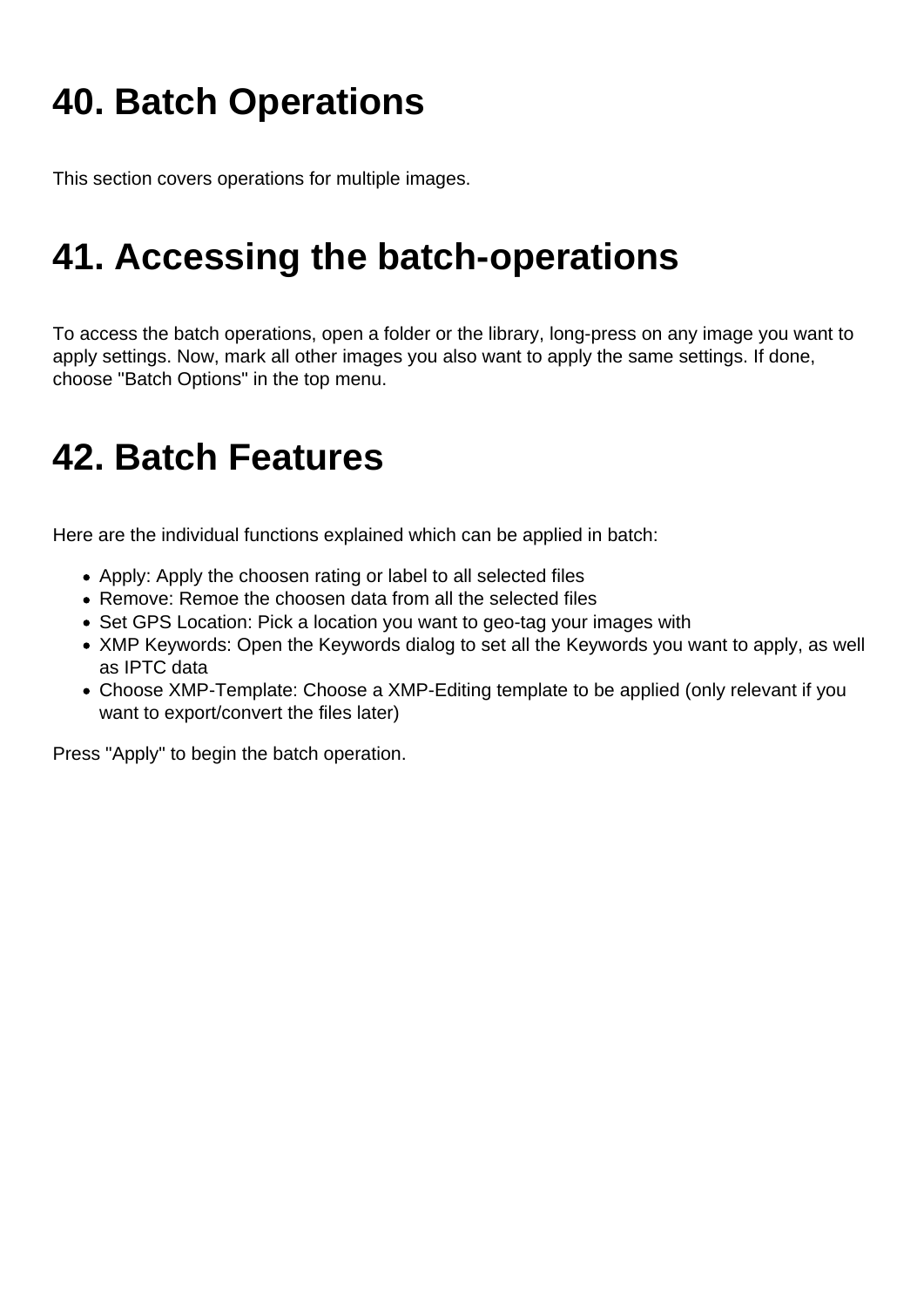# 40. Batch Operations

This section covers operations for multiple images.

# 41. Accessing the batch-operations

To access the batch operations, open a folder or the library, long-press on any image you want to apply settings. Now, mark all other images you also want to apply the same settings. If done, choose "Batch Options" in the top menu.

# 42. Batch Features

Here are the individual functions explained which can be applied in batch:

- Apply: Apply the choosen rating or label to all selected files
- Remove: Remoe the choosen data from all the selected files
- Set GPS Location: Pick a location you want to geo-tag your images with
- XMP Keywords: Open the Keywords dialog to set all the Keywords you want to apply, as well as IPTC data
- Choose XMP-Template: Choose a XMP-Editing template to be applied (only relevant if you want to export/convert the files later)

Press "Apply" to begin the batch operation.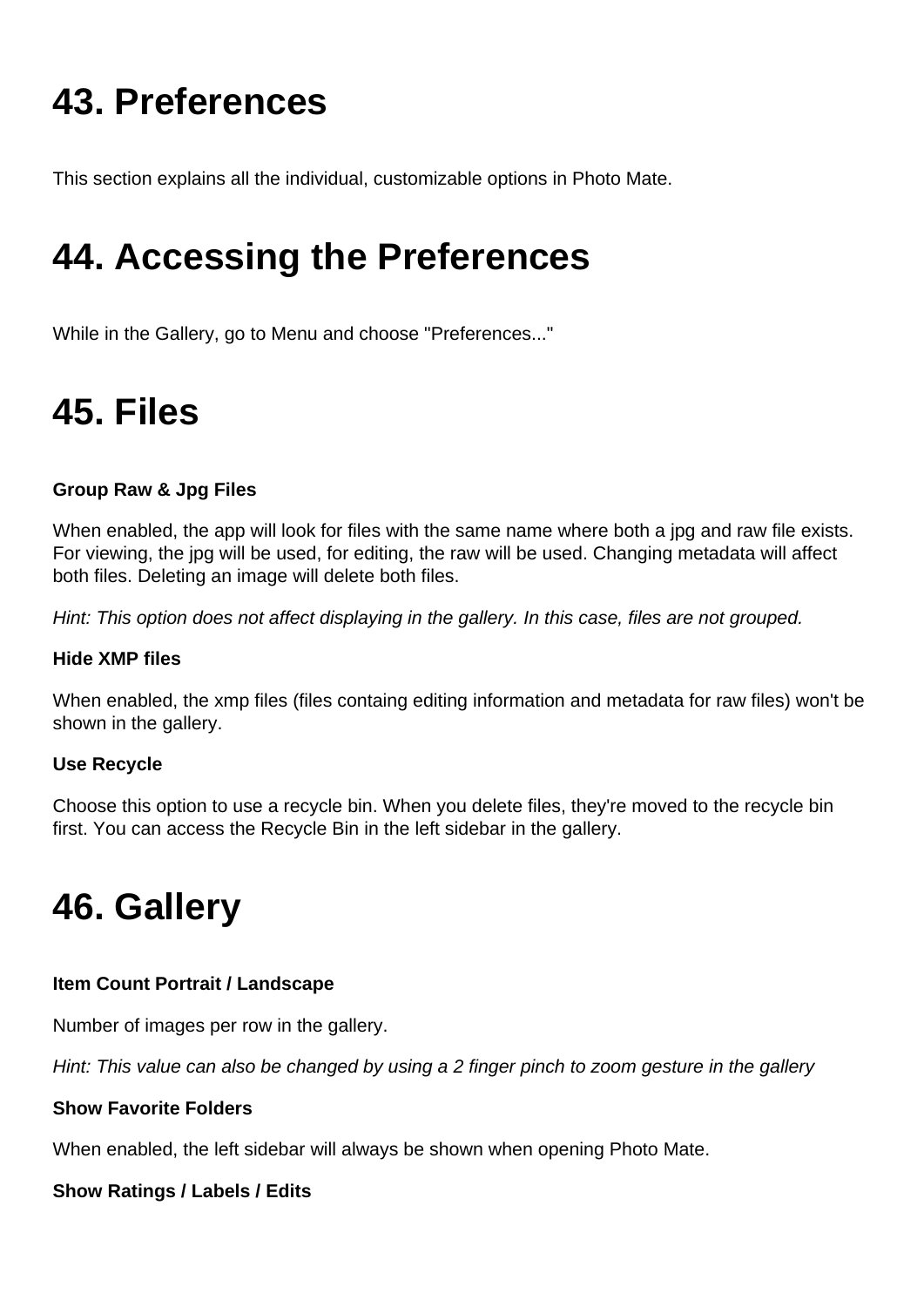# 43. Preferences

This section explains all the individual, customizable options in Photo Mate.

# 44. Accessing the Preferences

While in the Gallery, go to Menu and choose "Preferences..."

# 45. Files

**Group Raw & Jpg Files**

When enabled, the app will look for files with the same name where both a jpg and raw file exists. For viewing, the jpg will be used, for editing, the raw will be used. Changing metadata will affect both files. Deleting an image will delete both files.

*Hint: This option does not affect displaying in the gallery. In this case, files are not grouped.*

**Hide XMP files**

When enabled, the xmp files (files containg editing information and metadata for raw files) won't be shown in the gallery.

**Use Recycle**

Choose this option to use a recycle bin. When you delete files, they're moved to the recycle bin first. You can access the Recycle Bin in the left sidebar in the gallery.

# 46. Gallery

**Item Count Portrait / Landscape**

Number of images per row in the gallery.

*Hint: This value can also be changed by using a 2 finger pinch to zoom gesture in the gallery*

**Show Favorite Folders**

When enabled, the left sidebar will always be shown when opening Photo Mate.

**Show Ratings / Labels / Edits**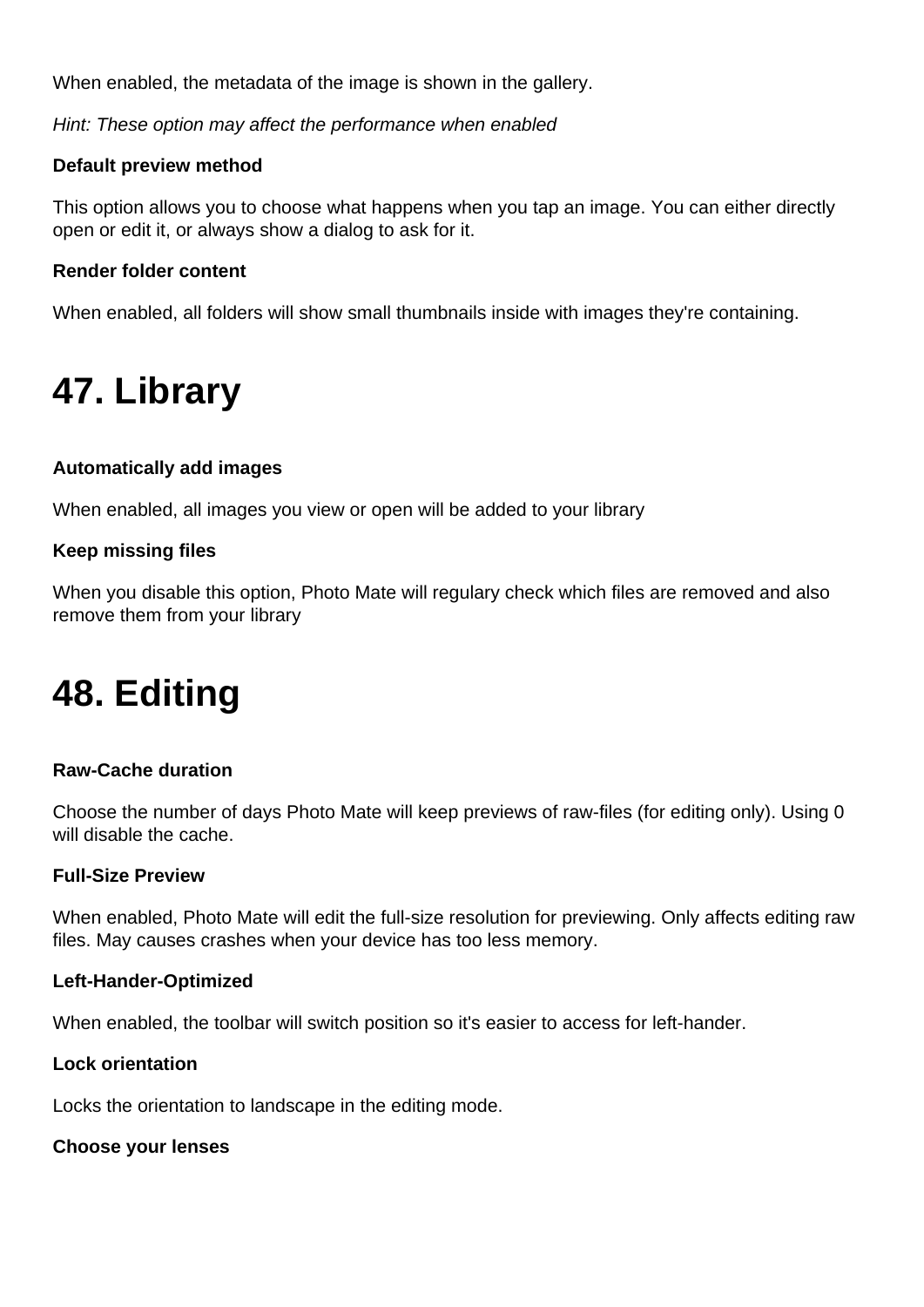When enabled, the metadata of the image is shown in the gallery.

*Hint: These option may affect the performance when enabled*

**Default preview method**

This option allows you to choose what happens when you tap an image. You can either directly open or edit it, or always show a dialog to ask for it.

**Render folder content**

When enabled, all folders will show small thumbnails inside with images they're containing.

# 47. Library

**Automatically add images**

When enabled, all images you view or open will be added to your library

**Keep missing files**

When you disable this option, Photo Mate will regulary check which files are removed and also remove them from your library

# 48. Editing

**Raw-Cache duration**

Choose the number of days Photo Mate will keep previews of raw-files (for editing only). Using 0 will disable the cache.

**Full-Size Preview**

When enabled, Photo Mate will edit the full-size resolution for previewing. Only affects editing raw files. May causes crashes when your device has too less memory.

**Left-Hander-Optimized**

When enabled, the toolbar will switch position so it's easier to access for left-hander.

**Lock orientation**

Locks the orientation to landscape in the editing mode.

**Choose your lenses**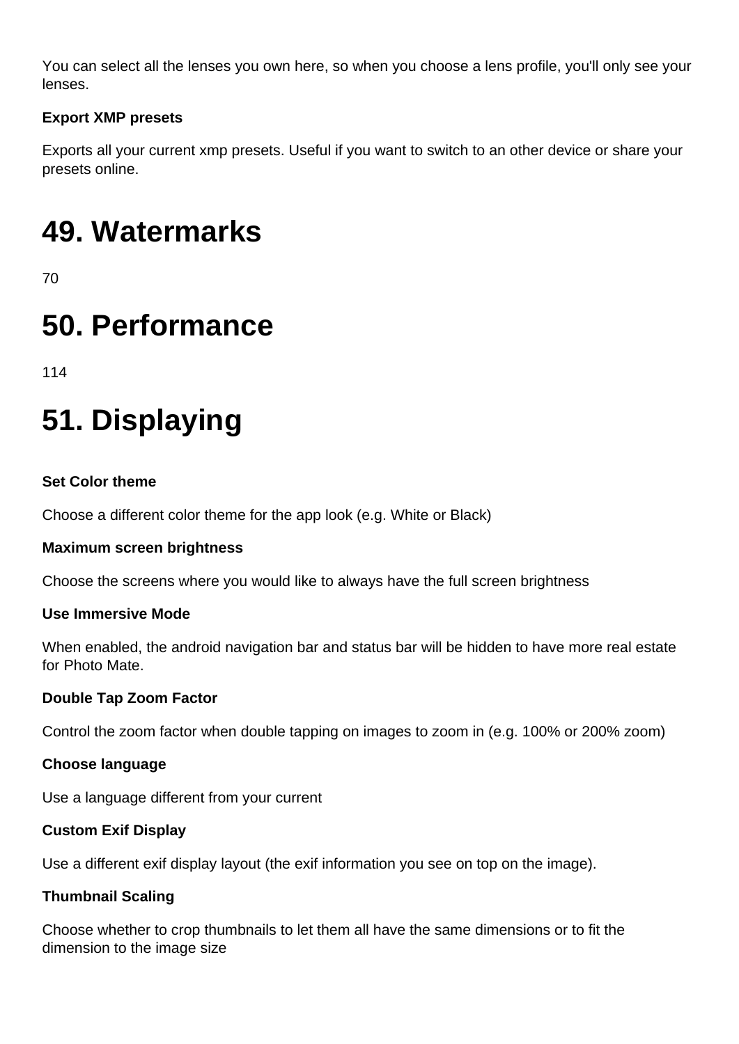You can select all the lenses you own here, so when you choose a lens profile, you'll only see your lenses.

**Export XMP presets**

Exports all your current xmp presets. Useful if you want to switch to an other device or share your presets online.

# 49. Watermarks

70

# 50. Performance

114

# 51. Displaying

**Set Color theme**

Choose a different color theme for the app look (e.g. White or Black)

**Maximum screen brightness**

Choose the screens where you would like to always have the full screen brightness

**Use Immersive Mode**

When enabled, the android navigation bar and status bar will be hidden to have more real estate for Photo Mate.

**Double Tap Zoom Factor**

Control the zoom factor when double tapping on images to zoom in (e.g. 100% or 200% zoom)

**Choose language**

Use a language different from your current

**Custom Exif Display**

Use a different exif display layout (the exif information you see on top on the image).

**Thumbnail Scaling**

Choose whether to crop thumbnails to let them all have the same dimensions or to fit the dimension to the image size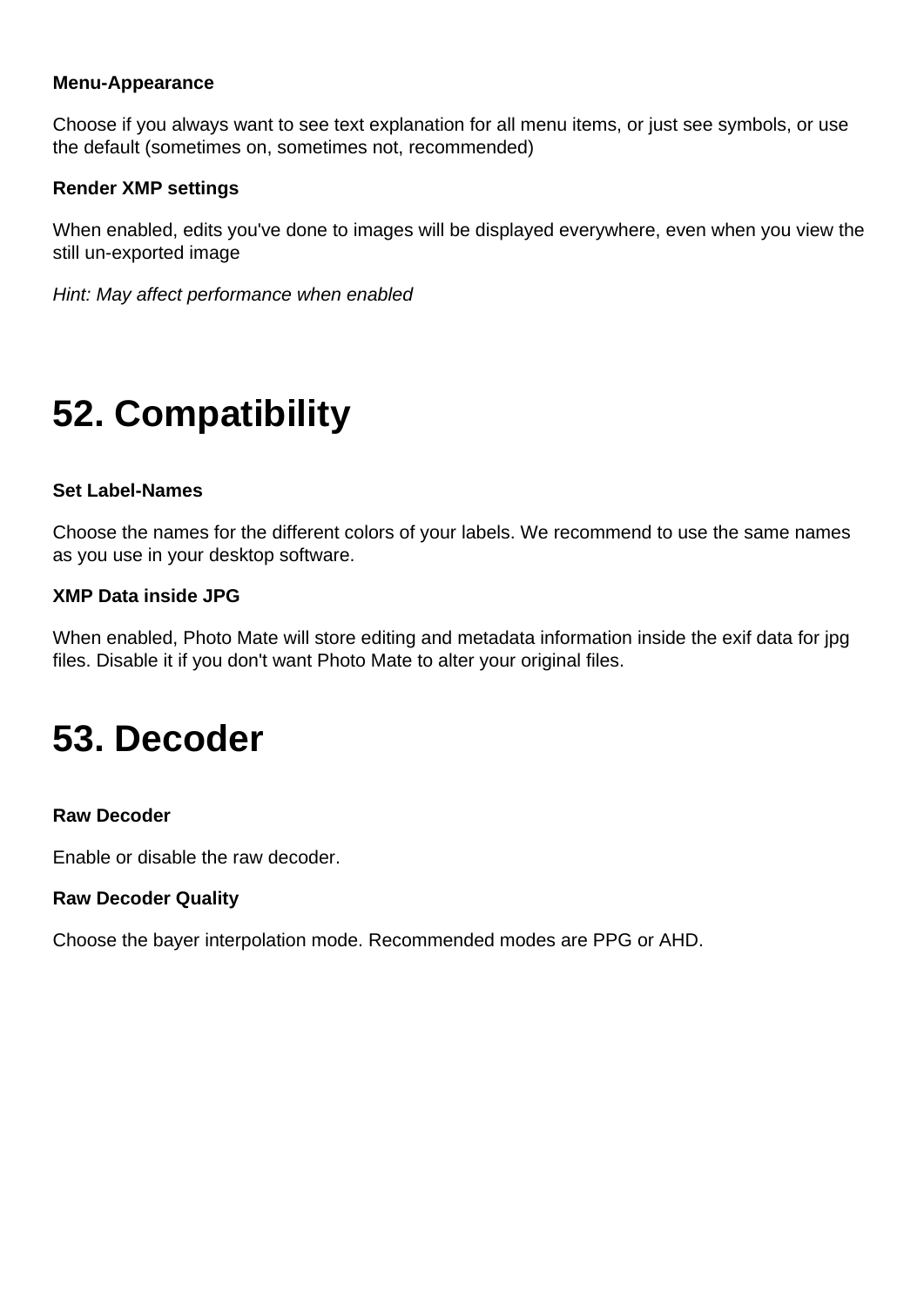**Menu-Appearance**

Choose if you always want to see text explanation for all menu items, or just see symbols, or use the default (sometimes on, sometimes not, recommended)

**Render XMP settings**

When enabled, edits you've done to images will be displayed everywhere, even when you view the still un-exported image

*Hint: May affect performance when enabled*

# 52. Compatibility

**Set Label-Names**

Choose the names for the different colors of your labels. We recommend to use the same names as you use in your desktop software.

**XMP Data inside JPG**

When enabled, Photo Mate will store editing and metadata information inside the exif data for jpg files. Disable it if you don't want Photo Mate to alter your original files.

# 53. Decoder

**Raw Decoder**

Enable or disable the raw decoder.

**Raw Decoder Quality**

Choose the bayer interpolation mode. Recommended modes are PPG or AHD.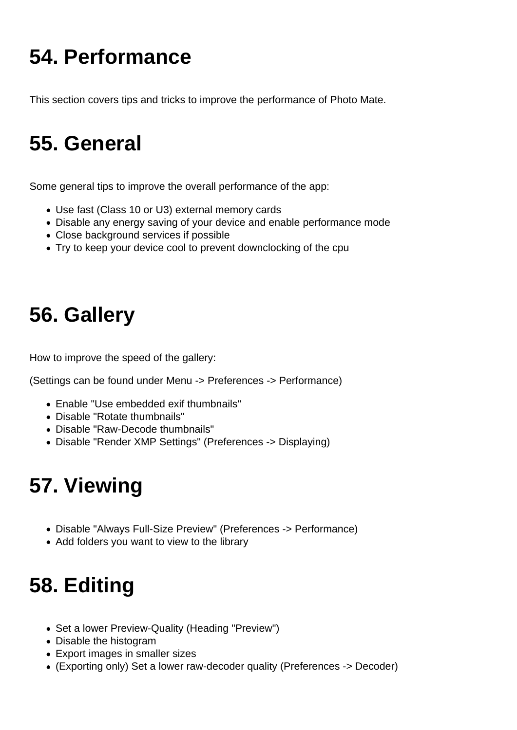# 54. Performance

This section covers tips and tricks to improve the performance of Photo Mate.

# 55. General

Some general tips to improve the overall performance of the app:

- Use fast (Class 10 or U3) external memory cards
- Disable any energy saving of your device and enable performance mode
- Close background services if possible
- Try to keep your device cool to prevent downclocking of the cpu

# 56. Gallery

How to improve the speed of the gallery:

(Settings can be found under Menu -> Preferences -> Performance)

- Enable "Use embedded exif thumbnails"
- Disable "Rotate thumbnails"
- Disable "Raw-Decode thumbnails"
- Disable "Render XMP Settings" (Preferences -> Displaying)

# 57. Viewing

- Disable "Always Full-Size Preview" (Preferences -> Performance)
- Add folders you want to view to the library

# 58. Editing

- Set a lower Preview-Quality (Heading "Preview")
- Disable the histogram
- Export images in smaller sizes
- (Exporting only) Set a lower raw-decoder quality (Preferences -> Decoder)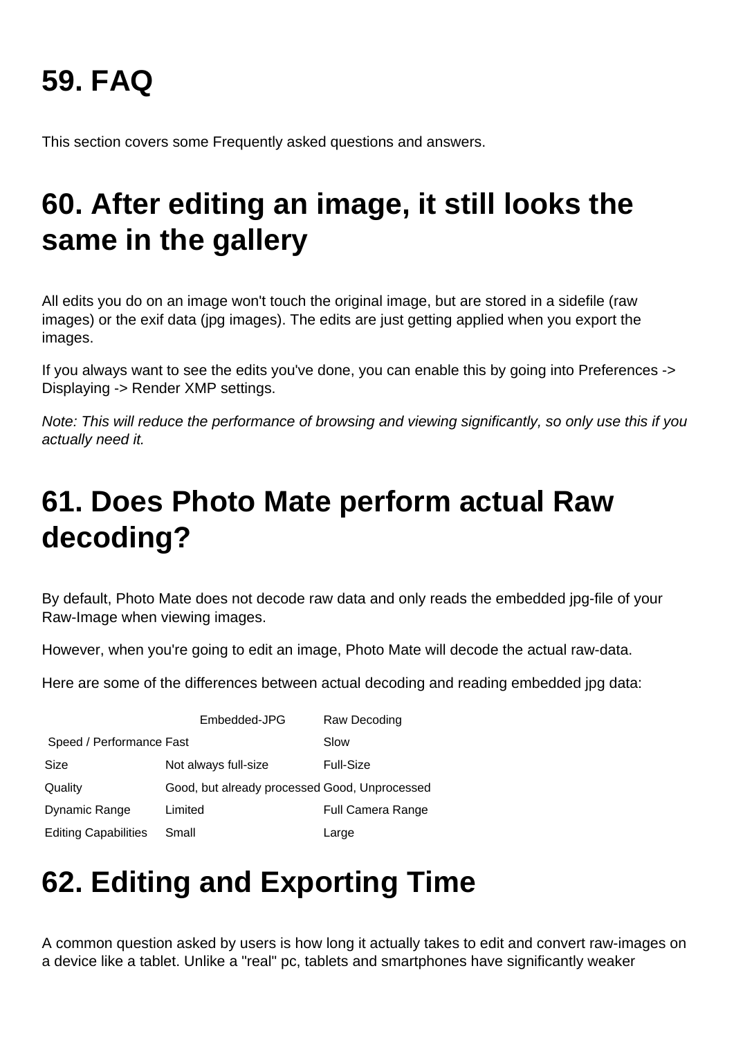# 59. FAQ

This section covers some Frequently asked questions and answers.

# 60. After editing an image, it still looks the same in the gallery

All edits you do on an image won't touch the original image, but are stored in a sidefile (raw images) or the exif data (jpg images). The edits are just getting applied when you export the images.

If you always want to see the edits you've done, you can enable this by going into Preferences -> Displaying -> Render XMP settings.

*Note: This will reduce the performance of browsing and viewing significantly, so only use this if you actually need it.*

# 61. Does Photo Mate perform actual Raw decoding?

By default, Photo Mate does not decode raw data and only reads the embedded jpg-file of your Raw-Image when viewing images.

However, when you're going to edit an image, Photo Mate will decode the actual raw-data.

Here are some of the differences between actual decoding and reading embedded jpg data:

| | Embedded-JPG | Raw Decoding |
|---|---|---|
| Speed / Performance | Fast | Slow |
| Size | Not always full-size | Full-Size |
| Quality | Good, but already processed | Good, Unprocessed |
| Dynamic Range | Limited | Full Camera Range |
| Editing Capabilities | Small | Large |

# 62. Editing and Exporting Time

A common question asked by users is how long it actually takes to edit and convert raw-images on a device like a tablet. Unlike a "real" pc, tablets and smartphones have significantly weaker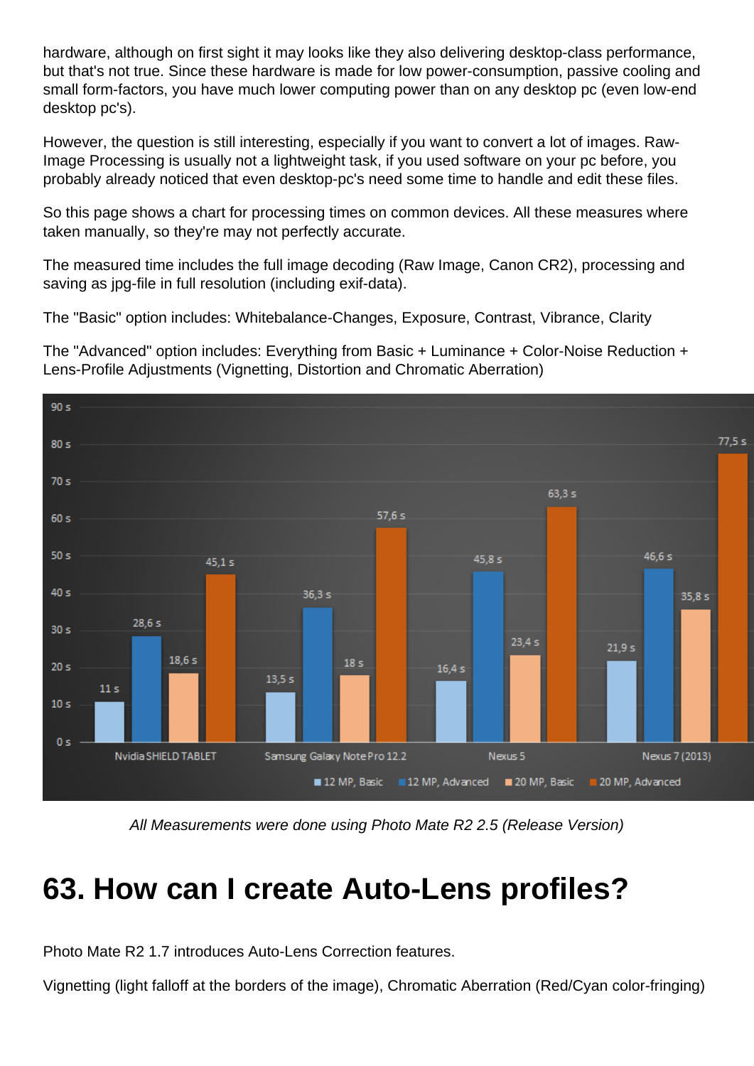hardware, although on first sight it may looks like they also delivering desktop-class performance, but that's not true. Since these hardware is made for low power-consumption, passive cooling and small form-factors, you have much lower computing power than on any desktop pc (even low-end desktop pc's).

However, the question is still interesting, especially if you want to convert a lot of images. Raw-Image Processing is usually not a lightweight task, if you used software on your pc before, you probably already noticed that even desktop-pc's need some time to handle and edit these files.

So this page shows a chart for processing times on common devices. All these measures where taken manually, so they're may not perfectly accurate.

The measured time includes the full image decoding (Raw Image, Canon CR2), processing and saving as jpg-file in full resolution (including exif-data).

The "Basic" option includes: Whitebalance-Changes, Exposure, Contrast, Vibrance, Clarity

The "Advanced" option includes: Everything from Basic + Luminance + Color-Noise Reduction + Lens-Profile Adjustments (Vignetting, Distortion and Chromatic Aberration)

| | 12 MP, Basic | 12 MP, Advanced | 20 MP, Basic | 20 MP, Advanced |
|---|---|---|---|---|
| Nvidia SHIELD TABLET | 11 s | 28,6 s | 18,6 s | 45,1 s |
| Samsung Galaxy Note Pro 12.2 | 13,5 s | 36,3 s | 18 s | 57,6 s |
| Nexus 5 | 16,4 s | 45,8 s | 23,4 s | 63,3 s |
| Nexus 7 (2013) | 21,9 s | 46,6 s | 35,8 s | 77,5 s |

*All Measurements were done using Photo Mate R2 2.5 (Release Version)*

# 63. How can I create Auto-Lens profiles?

Photo Mate R2 1.7 introduces Auto-Lens Correction features.

Vignetting (light falloff at the borders of the image), Chromatic Aberration (Red/Cyan color-fringing)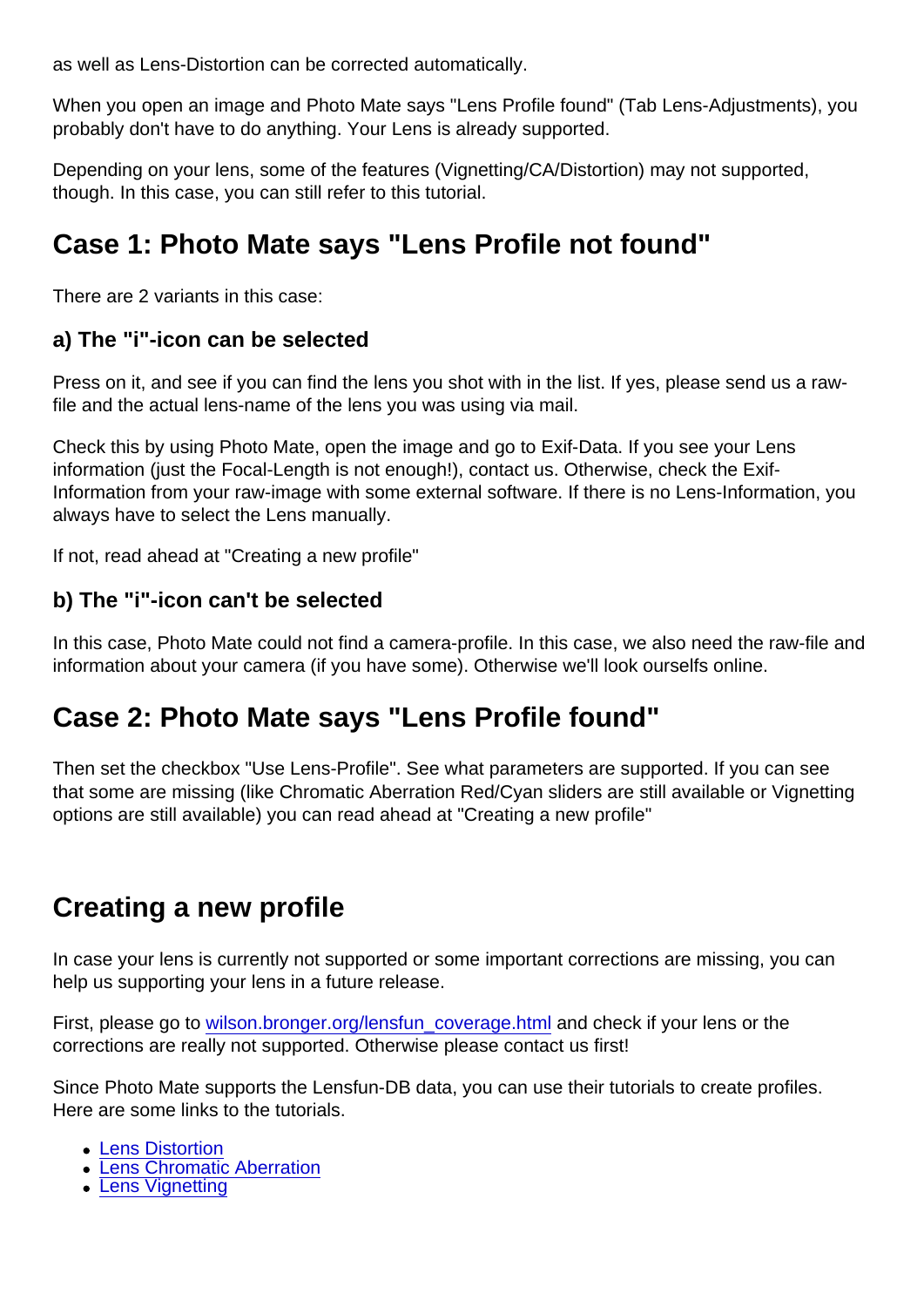as well as Lens-Distortion can be corrected automatically.

When you open an image and Photo Mate says "Lens Profile found" (Tab Lens-Adjustments), you probably don't have to do anything. Your Lens is already supported.

Depending on your lens, some of the features (Vignetting/CA/Distortion) may not supported, though. In this case, you can still refer to this tutorial.

## Case 1: Photo Mate says "Lens Profile not found"

There are 2 variants in this case:

### a) The "i"-icon can be selected

Press on it, and see if you can find the lens you shot with in the list. If yes, please send us a raw-file and the actual lens-name of the lens you was using via mail.

Check this by using Photo Mate, open the image and go to Exif-Data. If you see your Lens information (just the Focal-Length is not enough!), contact us. Otherwise, check the Exif-Information from your raw-image with some external software. If there is no Lens-Information, you always have to select the Lens manually.

If not, read ahead at "Creating a new profile"

### b) The "i"-icon can't be selected

In this case, Photo Mate could not find a camera-profile. In this case, we also need the raw-file and information about your camera (if you have some). Otherwise we'll look ourselfs online.

## Case 2: Photo Mate says "Lens Profile found"

Then set the checkbox "Use Lens-Profile". See what parameters are supported. If you can see that some are missing (like Chromatic Aberration Red/Cyan sliders are still available or Vignetting options are still available) you can read ahead at "Creating a new profile"

## Creating a new profile

In case your lens is currently not supported or some important corrections are missing, you can help us supporting your lens in a future release.

First, please go to [wilson.bronger.org/lensfun_coverage.html](wilson.bronger.org/lensfun_coverage.html) and check if your lens or the corrections are really not supported. Otherwise please contact us first!

Since Photo Mate supports the Lensfun-DB data, you can use their tutorials to create profiles. Here are some links to the tutorials.

- Lens Distortion
- Lens Chromatic Aberration
- Lens Vignetting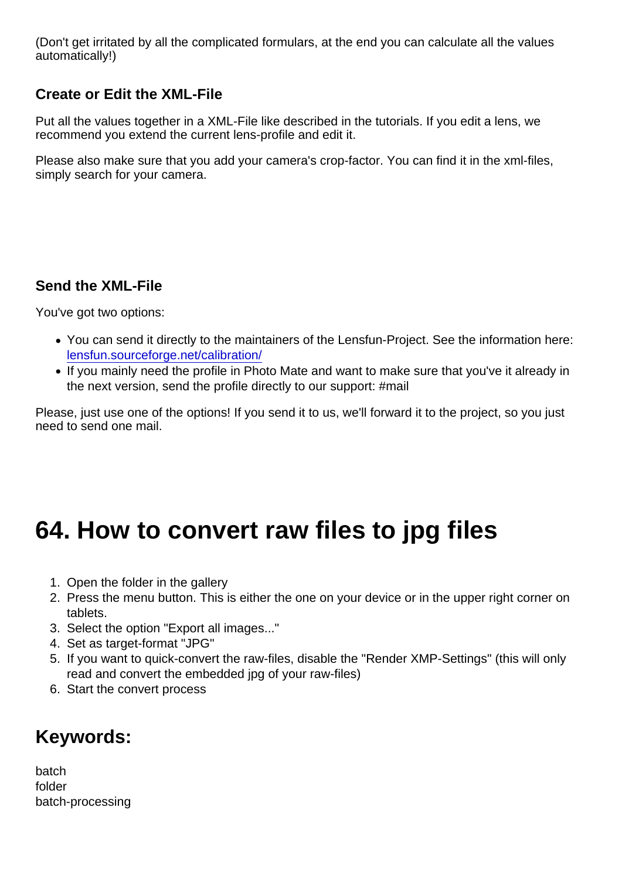(Don't get irritated by all the complicated formulars, at the end you can calculate all the values automatically!)

### Create or Edit the XML-File

Put all the values together in a XML-File like described in the tutorials. If you edit a lens, we recommend you extend the current lens-profile and edit it.

Please also make sure that you add your camera's crop-factor. You can find it in the xml-files, simply search for your camera.

### Send the XML-File

You've got two options:

- You can send it directly to the maintainers of the Lensfun-Project. See the information here: [lensfun.sourceforge.net/calibration/](lensfun.sourceforge.net/calibration/)
- If you mainly need the profile in Photo Mate and want to make sure that you've it already in the next version, send the profile directly to our support: #mail

Please, just use one of the options! If you send it to us, we'll forward it to the project, so you just need to send one mail.

# 64. How to convert raw files to jpg files

1. Open the folder in the gallery
2. Press the menu button. This is either the one on your device or in the upper right corner on tablets.
3. Select the option "Export all images..."
4. Set as target-format "JPG"
5. If you want to quick-convert the raw-files, disable the "Render XMP-Settings" (this will only read and convert the embedded jpg of your raw-files)
6. Start the convert process

## Keywords:

batch
folder
batch-processing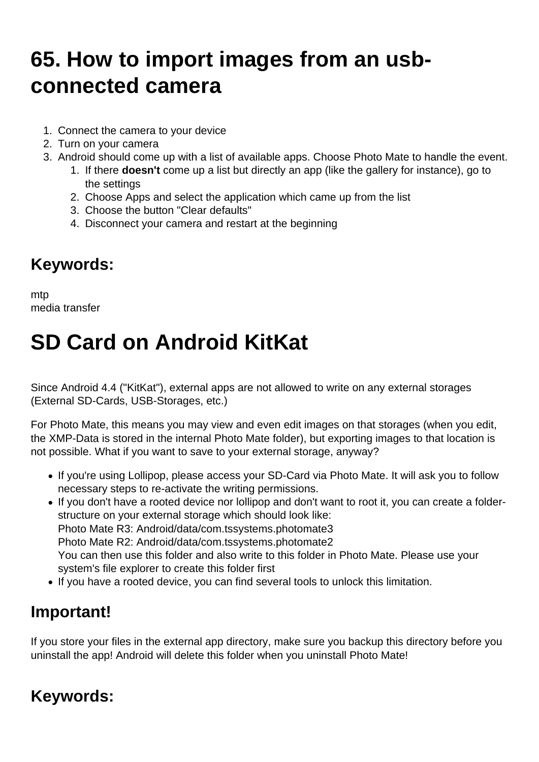# 65. How to import images from an usb-connected camera

1. Connect the camera to your device
2. Turn on your camera
3. Android should come up with a list of available apps. Choose Photo Mate to handle the event.
    1. If there **doesn't** come up a list but directly an app (like the gallery for instance), go to the settings
    2. Choose Apps and select the application which came up from the list
    3. Choose the button "Clear defaults"
    4. Disconnect your camera and restart at the beginning

## Keywords:

mtp
media transfer

# SD Card on Android KitKat

Since Android 4.4 ("KitKat"), external apps are not allowed to write on any external storages (External SD-Cards, USB-Storages, etc.)

For Photo Mate, this means you may view and even edit images on that storages (when you edit, the XMP-Data is stored in the internal Photo Mate folder), but exporting images to that location is not possible. What if you want to save to your external storage, anyway?

- If you're using Lollipop, please access your SD-Card via Photo Mate. It will ask you to follow necessary steps to re-activate the writing permissions.
- If you don't have a rooted device nor lollipop and don't want to root it, you can create a folder-structure on your external storage which should look like:
  Photo Mate R3: Android/data/com.tssystems.photomate3
  Photo Mate R2: Android/data/com.tssystems.photomate2
  You can then use this folder and also write to this folder in Photo Mate. Please use your system's file explorer to create this folder first
- If you have a rooted device, you can find several tools to unlock this limitation.

## Important!

If you store your files in the external app directory, make sure you backup this directory before you uninstall the app! Android will delete this folder when you uninstall Photo Mate!

## Keywords: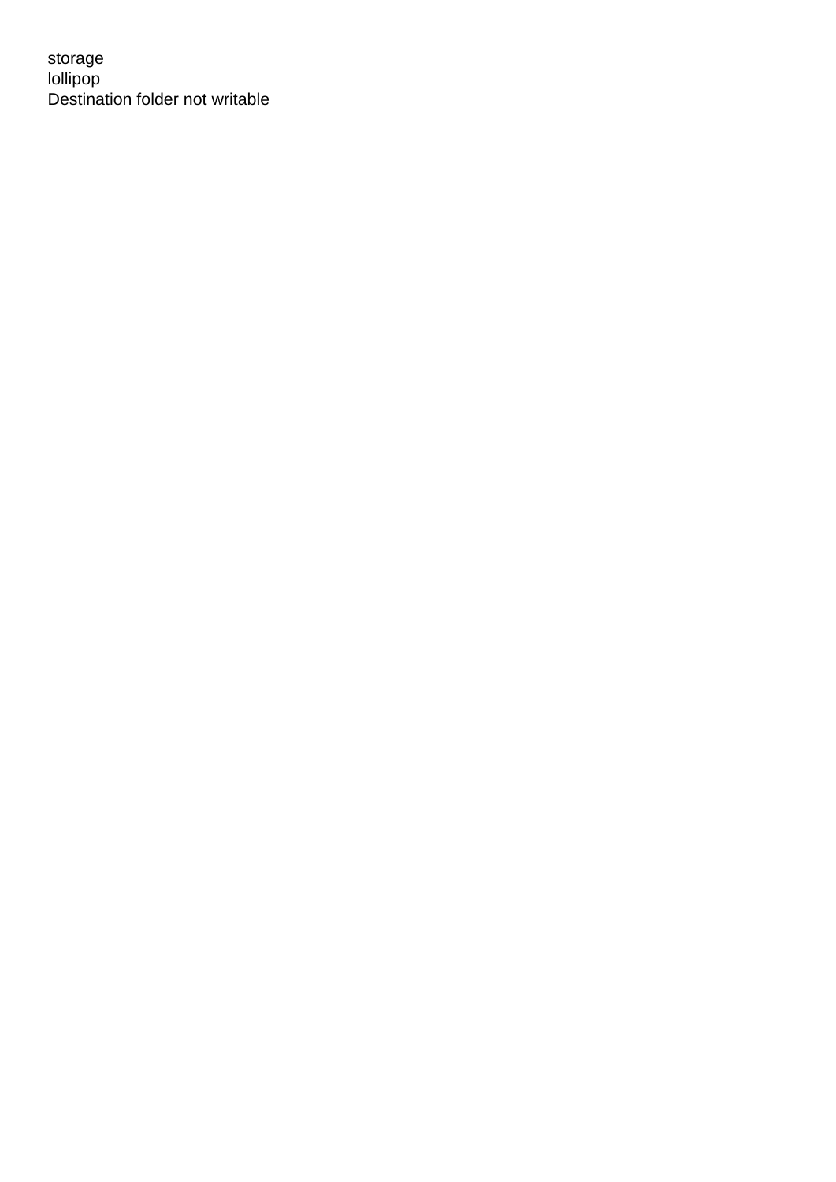storage
lollipop
Destination folder not writable